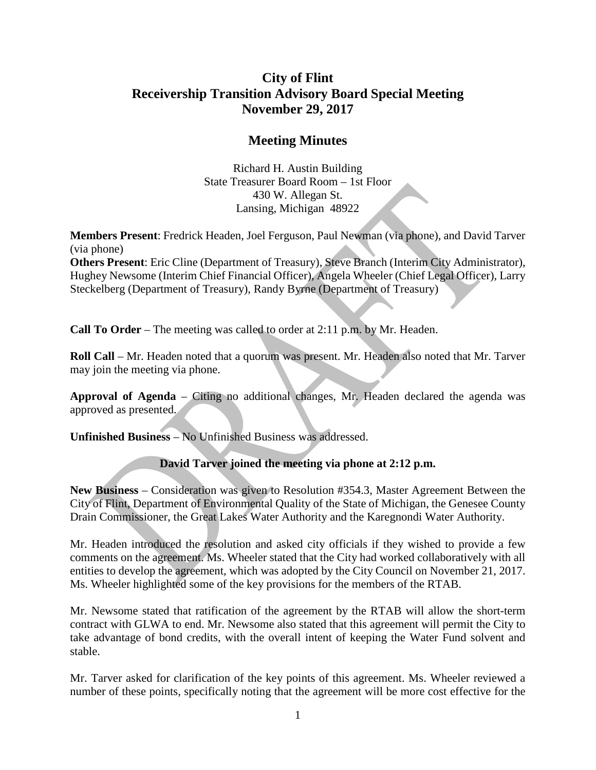# City of Flint
# Receivership Transition Advisory Board Special Meeting
# November 29, 2017

## Meeting Minutes

Richard H. Austin Building
State Treasurer Board Room – 1st Floor
430 W. Allegan St.
Lansing, Michigan 48922

**Members Present**: Fredrick Headen, Joel Ferguson, Paul Newman (via phone), and David Tarver (via phone)
**Others Present**: Eric Cline (Department of Treasury), Steve Branch (Interim City Administrator), Hughey Newsome (Interim Chief Financial Officer), Angela Wheeler (Chief Legal Officer), Larry Steckelberg (Department of Treasury), Randy Byrne (Department of Treasury)

**Call To Order** – The meeting was called to order at 2:11 p.m. by Mr. Headen.

**Roll Call** – Mr. Headen noted that a quorum was present. Mr. Headen also noted that Mr. Tarver may join the meeting via phone.

**Approval of Agenda** – Citing no additional changes, Mr. Headen declared the agenda was approved as presented.

**Unfinished Business** – No Unfinished Business was addressed.

**David Tarver joined the meeting via phone at 2:12 p.m.**

**New Business** – Consideration was given to Resolution #354.3, Master Agreement Between the City of Flint, Department of Environmental Quality of the State of Michigan, the Genesee County Drain Commissioner, the Great Lakes Water Authority and the Karegnondi Water Authority.

Mr. Headen introduced the resolution and asked city officials if they wished to provide a few comments on the agreement. Ms. Wheeler stated that the City had worked collaboratively with all entities to develop the agreement, which was adopted by the City Council on November 21, 2017. Ms. Wheeler highlighted some of the key provisions for the members of the RTAB.

Mr. Newsome stated that ratification of the agreement by the RTAB will allow the short-term contract with GLWA to end. Mr. Newsome also stated that this agreement will permit the City to take advantage of bond credits, with the overall intent of keeping the Water Fund solvent and stable.

Mr. Tarver asked for clarification of the key points of this agreement. Ms. Wheeler reviewed a number of these points, specifically noting that the agreement will be more cost effective for the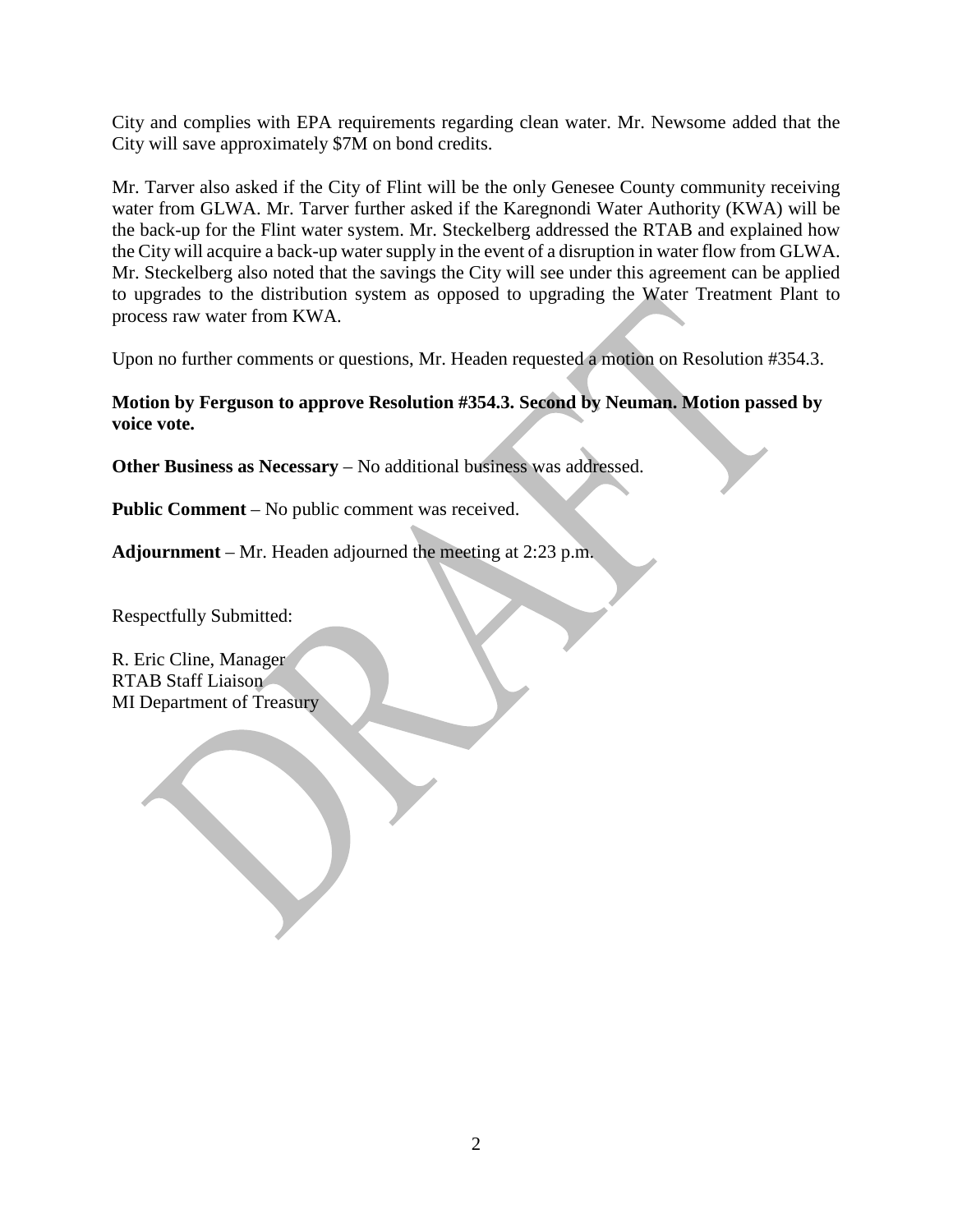City and complies with EPA requirements regarding clean water. Mr. Newsome added that the City will save approximately $7M on bond credits.

Mr. Tarver also asked if the City of Flint will be the only Genesee County community receiving water from GLWA. Mr. Tarver further asked if the Karegnondi Water Authority (KWA) will be the back-up for the Flint water system. Mr. Steckelberg addressed the RTAB and explained how the City will acquire a back-up water supply in the event of a disruption in water flow from GLWA. Mr. Steckelberg also noted that the savings the City will see under this agreement can be applied to upgrades to the distribution system as opposed to upgrading the Water Treatment Plant to process raw water from KWA.

Upon no further comments or questions, Mr. Headen requested a motion on Resolution #354.3.

**Motion by Ferguson to approve Resolution #354.3. Second by Neuman. Motion passed by voice vote.**

**Other Business as Necessary** – No additional business was addressed.

**Public Comment** – No public comment was received.

**Adjournment** – Mr. Headen adjourned the meeting at 2:23 p.m.

Respectfully Submitted:

R. Eric Cline, Manager
RTAB Staff Liaison
MI Department of Treasury

DRAFT